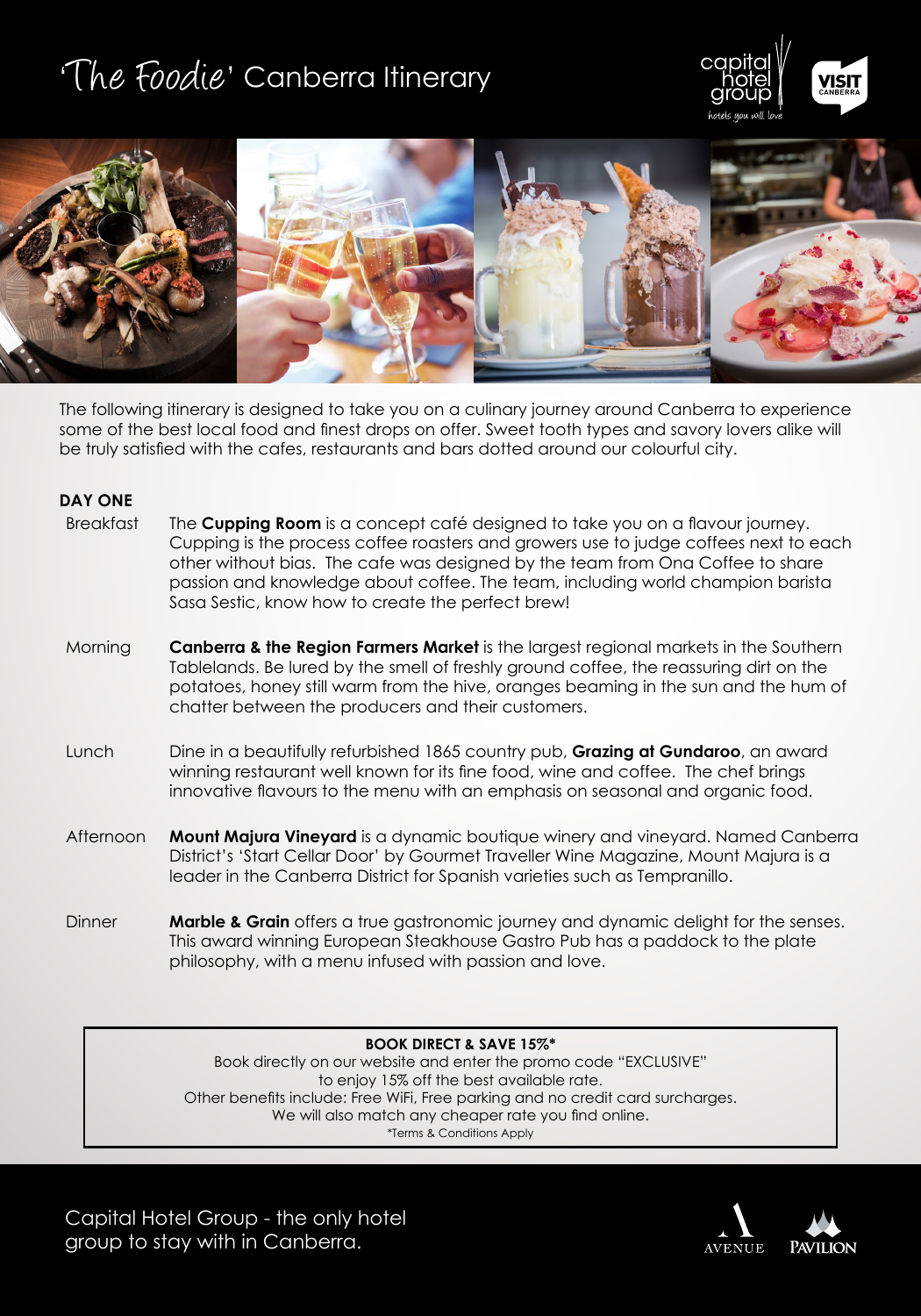# 'The Foodie' Canberra Itinerary

The following itinerary is designed to take you on a culinary journey around Canberra to experience some of the best local food and finest drops on offer. Sweet tooth types and savory lovers alike will be truly satisfied with the cafes, restaurants and bars dotted around our colourful city.

## DAY ONE

**Breakfast**

The **Cupping Room** is a concept café designed to take you on a flavour journey. Cupping is the process coffee roasters and growers use to judge coffees next to each other without bias. The cafe was designed by the team from Ona Coffee to share passion and knowledge about coffee. The team, including world champion barista Sasa Sestic, know how to create the perfect brew!

**Morning**

**Canberra & the Region Farmers Market** is the largest regional markets in the Southern Tablelands. Be lured by the smell of freshly ground coffee, the reassuring dirt on the potatoes, honey still warm from the hive, oranges beaming in the sun and the hum of chatter between the producers and their customers.

**Lunch**

Dine in a beautifully refurbished 1865 country pub, **Grazing at Gundaroo**, an award winning restaurant well known for its fine food, wine and coffee. The chef brings innovative flavours to the menu with an emphasis on seasonal and organic food.

**Afternoon**

**Mount Majura Vineyard** is a dynamic boutique winery and vineyard. Named Canberra District's 'Start Cellar Door' by Gourmet Traveller Wine Magazine, Mount Majura is a leader in the Canberra District for Spanish varieties such as Tempranillo.

**Dinner**

**Marble & Grain** offers a true gastronomic journey and dynamic delight for the senses. This award winning European Steakhouse Gastro Pub has a paddock to the plate philosophy, with a menu infused with passion and love.

---

**BOOK DIRECT & SAVE 15%***

Book directly on our website and enter the promo code "EXCLUSIVE" to enjoy 15% off the best available rate.
Other benefits include: Free WiFi, Free parking and no credit card surcharges.
We will also match any cheaper rate you find online.

*Terms & Conditions Apply

---

Capital Hotel Group - the only hotel group to stay with in Canberra.

AVENUE PAVILION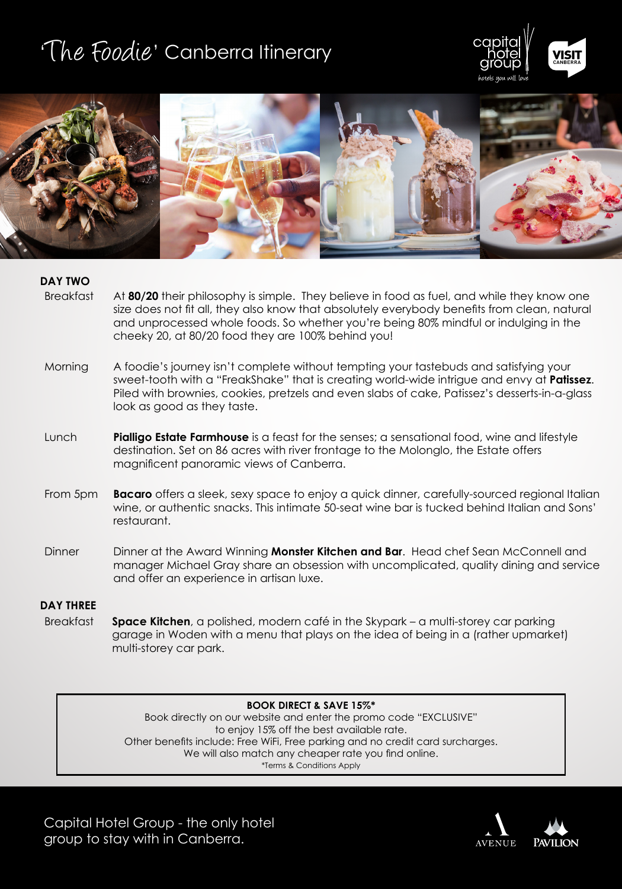# 'The Foodie' Canberra Itinerary

capital hotel group
hotels you will love

VISIT CANBERRA

## DAY TWO

**Breakfast** At **80/20** their philosophy is simple. They believe in food as fuel, and while they know one size does not fit all, they also know that absolutely everybody benefits from clean, natural and unprocessed whole foods. So whether you're being 80% mindful or indulging in the cheeky 20, at 80/20 food they are 100% behind you!

**Morning** A foodie's journey isn't complete without tempting your tastebuds and satisfying your sweet-tooth with a "FreakShake" that is creating world-wide intrigue and envy at **Patissez**. Piled with brownies, cookies, pretzels and even slabs of cake, Patissez's desserts-in-a-glass look as good as they taste.

**Lunch** **Pialligo Estate Farmhouse** is a feast for the senses; a sensational food, wine and lifestyle destination. Set on 86 acres with river frontage to the Molonglo, the Estate offers magnificent panoramic views of Canberra.

**From 5pm** **Bacaro** offers a sleek, sexy space to enjoy a quick dinner, carefully-sourced regional Italian wine, or authentic snacks. This intimate 50-seat wine bar is tucked behind Italian and Sons' restaurant.

**Dinner** Dinner at the Award Winning **Monster Kitchen and Bar**. Head chef Sean McConnell and manager Michael Gray share an obsession with uncomplicated, quality dining and service and offer an experience in artisan luxe.

## DAY THREE

**Breakfast** **Space Kitchen**, a polished, modern café in the Skypark – a multi-storey car parking garage in Woden with a menu that plays on the idea of being in a (rather upmarket) multi-storey car park.

**BOOK DIRECT & SAVE 15%***

Book directly on our website and enter the promo code "EXCLUSIVE" to enjoy 15% off the best available rate.
Other benefits include: Free WiFi, Free parking and no credit card surcharges.
We will also match any cheaper rate you find online.
*Terms & Conditions Apply

Capital Hotel Group - the only hotel group to stay with in Canberra.

AVENUE PAVILION